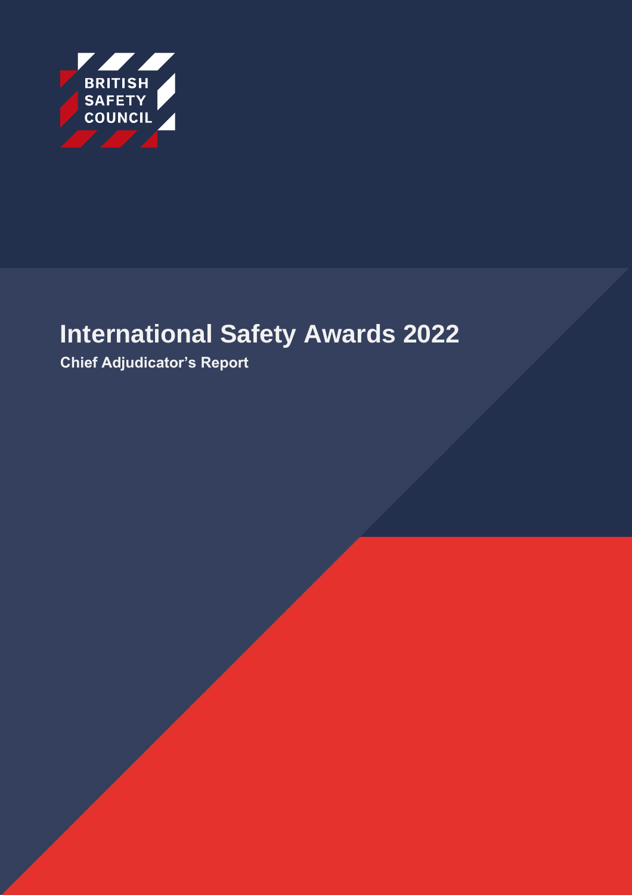BRITISH SAFETY COUNCIL

# International Safety Awards 2022

**Chief Adjudicator's Report**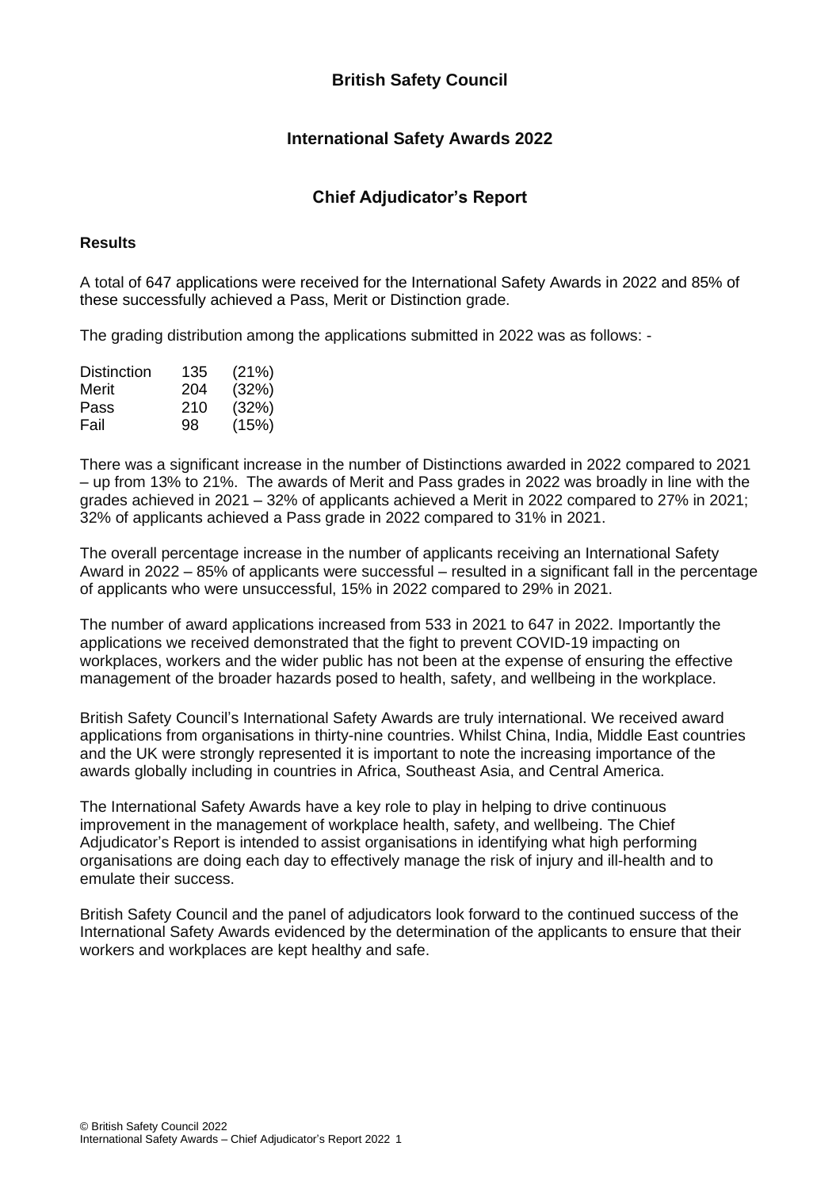# British Safety Council

## International Safety Awards 2022

## Chief Adjudicator's Report

### Results

A total of 647 applications were received for the International Safety Awards in 2022 and 85% of these successfully achieved a Pass, Merit or Distinction grade.

The grading distribution among the applications submitted in 2022 was as follows: -

| Grade | Number | Percentage |
|---|---|---|
| Distinction | 135 | (21%) |
| Merit | 204 | (32%) |
| Pass | 210 | (32%) |
| Fail | 98 | (15%) |

There was a significant increase in the number of Distinctions awarded in 2022 compared to 2021 – up from 13% to 21%. The awards of Merit and Pass grades in 2022 was broadly in line with the grades achieved in 2021 – 32% of applicants achieved a Merit in 2022 compared to 27% in 2021; 32% of applicants achieved a Pass grade in 2022 compared to 31% in 2021.

The overall percentage increase in the number of applicants receiving an International Safety Award in 2022 – 85% of applicants were successful – resulted in a significant fall in the percentage of applicants who were unsuccessful, 15% in 2022 compared to 29% in 2021.

The number of award applications increased from 533 in 2021 to 647 in 2022. Importantly the applications we received demonstrated that the fight to prevent COVID-19 impacting on workplaces, workers and the wider public has not been at the expense of ensuring the effective management of the broader hazards posed to health, safety, and wellbeing in the workplace.

British Safety Council's International Safety Awards are truly international. We received award applications from organisations in thirty-nine countries. Whilst China, India, Middle East countries and the UK were strongly represented it is important to note the increasing importance of the awards globally including in countries in Africa, Southeast Asia, and Central America.

The International Safety Awards have a key role to play in helping to drive continuous improvement in the management of workplace health, safety, and wellbeing. The Chief Adjudicator's Report is intended to assist organisations in identifying what high performing organisations are doing each day to effectively manage the risk of injury and ill-health and to emulate their success.

British Safety Council and the panel of adjudicators look forward to the continued success of the International Safety Awards evidenced by the determination of the applicants to ensure that their workers and workplaces are kept healthy and safe.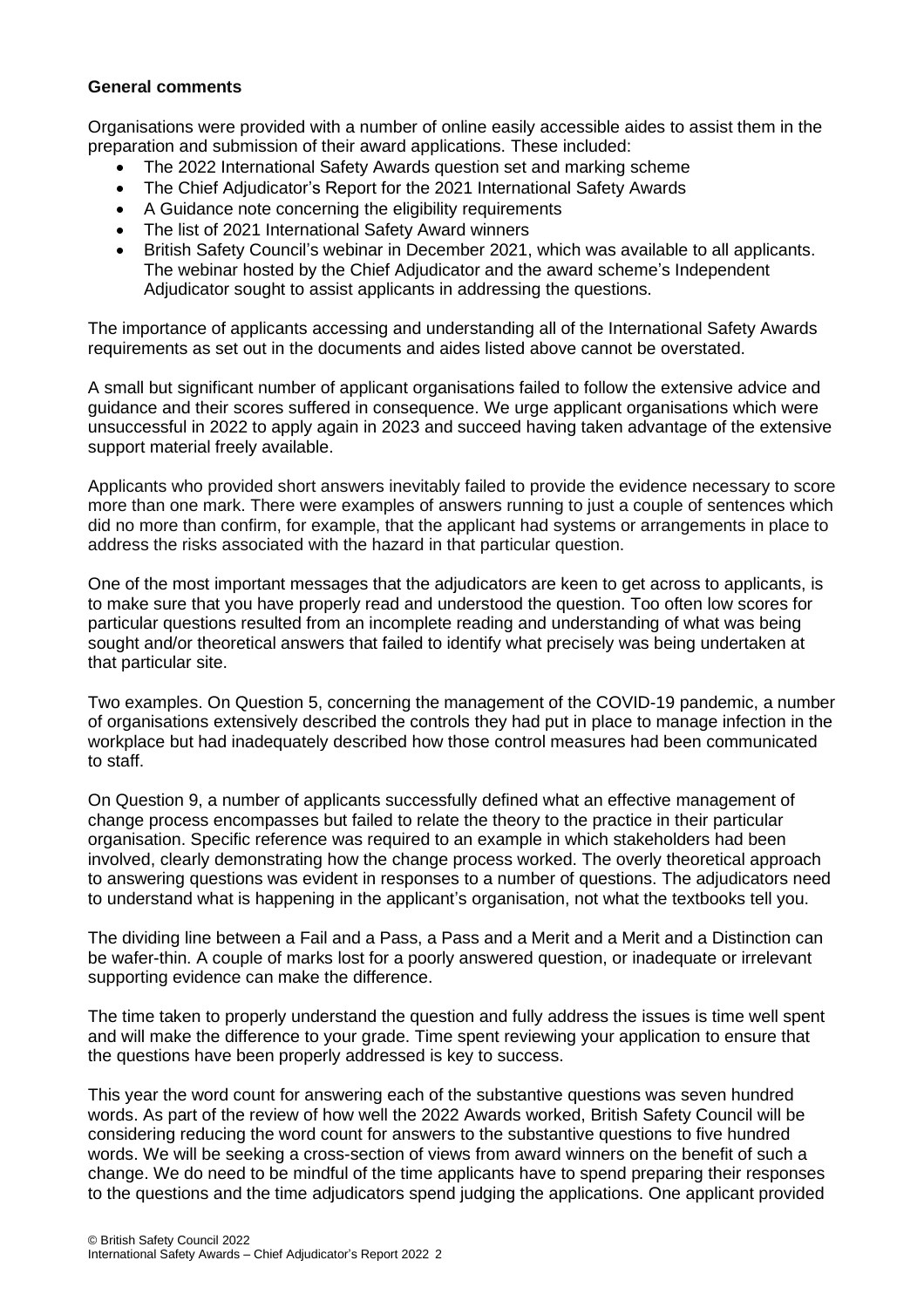**General comments**

Organisations were provided with a number of online easily accessible aides to assist them in the preparation and submission of their award applications. These included:

- The 2022 International Safety Awards question set and marking scheme
- The Chief Adjudicator's Report for the 2021 International Safety Awards
- A Guidance note concerning the eligibility requirements
- The list of 2021 International Safety Award winners
- British Safety Council's webinar in December 2021, which was available to all applicants. The webinar hosted by the Chief Adjudicator and the award scheme's Independent Adjudicator sought to assist applicants in addressing the questions.

The importance of applicants accessing and understanding all of the International Safety Awards requirements as set out in the documents and aides listed above cannot be overstated.

A small but significant number of applicant organisations failed to follow the extensive advice and guidance and their scores suffered in consequence. We urge applicant organisations which were unsuccessful in 2022 to apply again in 2023 and succeed having taken advantage of the extensive support material freely available.

Applicants who provided short answers inevitably failed to provide the evidence necessary to score more than one mark. There were examples of answers running to just a couple of sentences which did no more than confirm, for example, that the applicant had systems or arrangements in place to address the risks associated with the hazard in that particular question.

One of the most important messages that the adjudicators are keen to get across to applicants, is to make sure that you have properly read and understood the question. Too often low scores for particular questions resulted from an incomplete reading and understanding of what was being sought and/or theoretical answers that failed to identify what precisely was being undertaken at that particular site.

Two examples. On Question 5, concerning the management of the COVID-19 pandemic, a number of organisations extensively described the controls they had put in place to manage infection in the workplace but had inadequately described how those control measures had been communicated to staff.

On Question 9, a number of applicants successfully defined what an effective management of change process encompasses but failed to relate the theory to the practice in their particular organisation. Specific reference was required to an example in which stakeholders had been involved, clearly demonstrating how the change process worked. The overly theoretical approach to answering questions was evident in responses to a number of questions. The adjudicators need to understand what is happening in the applicant's organisation, not what the textbooks tell you.

The dividing line between a Fail and a Pass, a Pass and a Merit and a Merit and a Distinction can be wafer-thin. A couple of marks lost for a poorly answered question, or inadequate or irrelevant supporting evidence can make the difference.

The time taken to properly understand the question and fully address the issues is time well spent and will make the difference to your grade. Time spent reviewing your application to ensure that the questions have been properly addressed is key to success.

This year the word count for answering each of the substantive questions was seven hundred words. As part of the review of how well the 2022 Awards worked, British Safety Council will be considering reducing the word count for answers to the substantive questions to five hundred words. We will be seeking a cross-section of views from award winners on the benefit of such a change. We do need to be mindful of the time applicants have to spend preparing their responses to the questions and the time adjudicators spend judging the applications. One applicant provided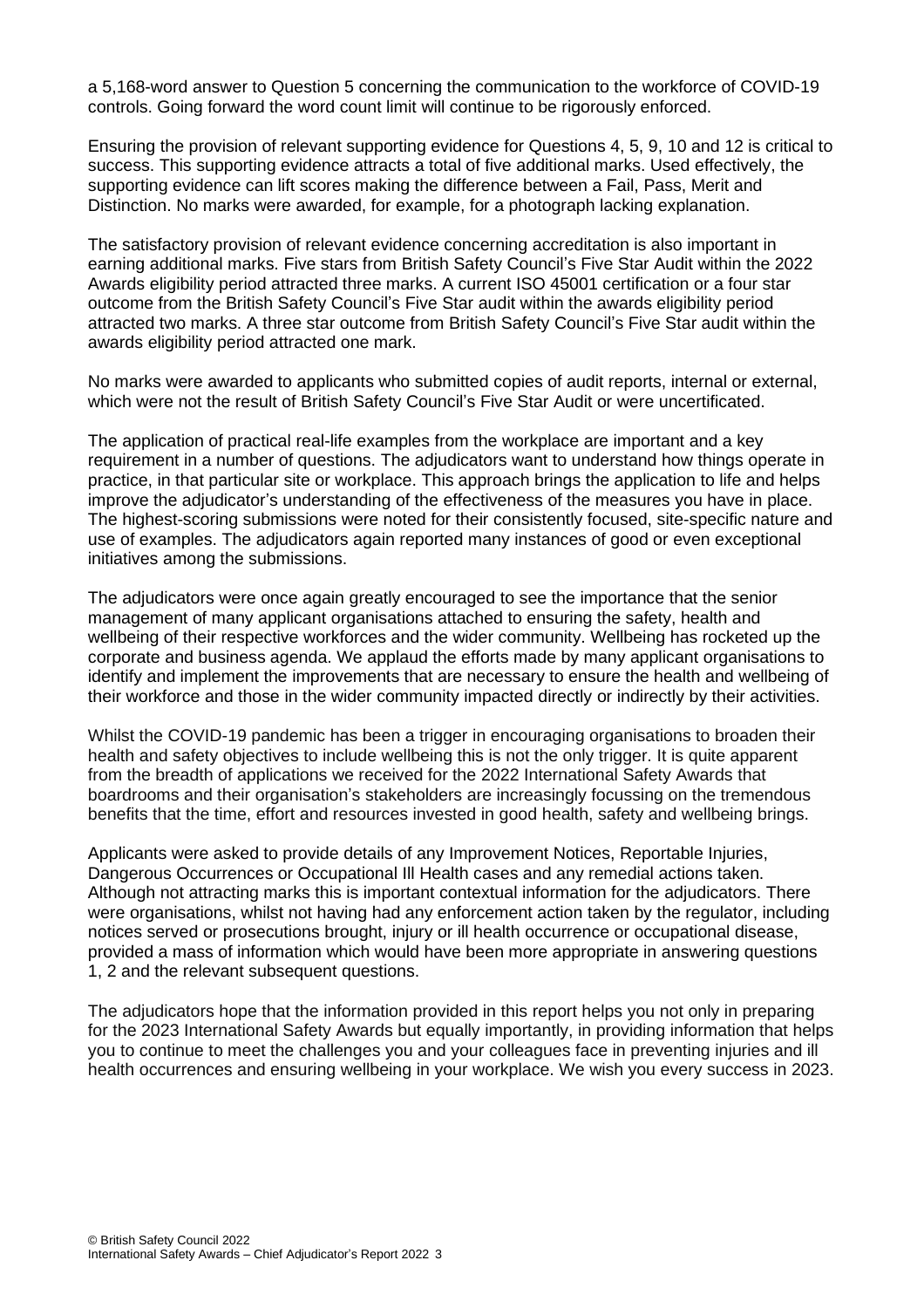a 5,168-word answer to Question 5 concerning the communication to the workforce of COVID-19 controls. Going forward the word count limit will continue to be rigorously enforced.

Ensuring the provision of relevant supporting evidence for Questions 4, 5, 9, 10 and 12 is critical to success. This supporting evidence attracts a total of five additional marks. Used effectively, the supporting evidence can lift scores making the difference between a Fail, Pass, Merit and Distinction. No marks were awarded, for example, for a photograph lacking explanation.

The satisfactory provision of relevant evidence concerning accreditation is also important in earning additional marks. Five stars from British Safety Council's Five Star Audit within the 2022 Awards eligibility period attracted three marks. A current ISO 45001 certification or a four star outcome from the British Safety Council's Five Star audit within the awards eligibility period attracted two marks. A three star outcome from British Safety Council's Five Star audit within the awards eligibility period attracted one mark.

No marks were awarded to applicants who submitted copies of audit reports, internal or external, which were not the result of British Safety Council's Five Star Audit or were uncertificated.

The application of practical real-life examples from the workplace are important and a key requirement in a number of questions. The adjudicators want to understand how things operate in practice, in that particular site or workplace. This approach brings the application to life and helps improve the adjudicator's understanding of the effectiveness of the measures you have in place. The highest-scoring submissions were noted for their consistently focused, site-specific nature and use of examples. The adjudicators again reported many instances of good or even exceptional initiatives among the submissions.

The adjudicators were once again greatly encouraged to see the importance that the senior management of many applicant organisations attached to ensuring the safety, health and wellbeing of their respective workforces and the wider community. Wellbeing has rocketed up the corporate and business agenda. We applaud the efforts made by many applicant organisations to identify and implement the improvements that are necessary to ensure the health and wellbeing of their workforce and those in the wider community impacted directly or indirectly by their activities.

Whilst the COVID-19 pandemic has been a trigger in encouraging organisations to broaden their health and safety objectives to include wellbeing this is not the only trigger. It is quite apparent from the breadth of applications we received for the 2022 International Safety Awards that boardrooms and their organisation's stakeholders are increasingly focussing on the tremendous benefits that the time, effort and resources invested in good health, safety and wellbeing brings.

Applicants were asked to provide details of any Improvement Notices, Reportable Injuries, Dangerous Occurrences or Occupational Ill Health cases and any remedial actions taken. Although not attracting marks this is important contextual information for the adjudicators. There were organisations, whilst not having had any enforcement action taken by the regulator, including notices served or prosecutions brought, injury or ill health occurrence or occupational disease, provided a mass of information which would have been more appropriate in answering questions 1, 2 and the relevant subsequent questions.

The adjudicators hope that the information provided in this report helps you not only in preparing for the 2023 International Safety Awards but equally importantly, in providing information that helps you to continue to meet the challenges you and your colleagues face in preventing injuries and ill health occurrences and ensuring wellbeing in your workplace. We wish you every success in 2023.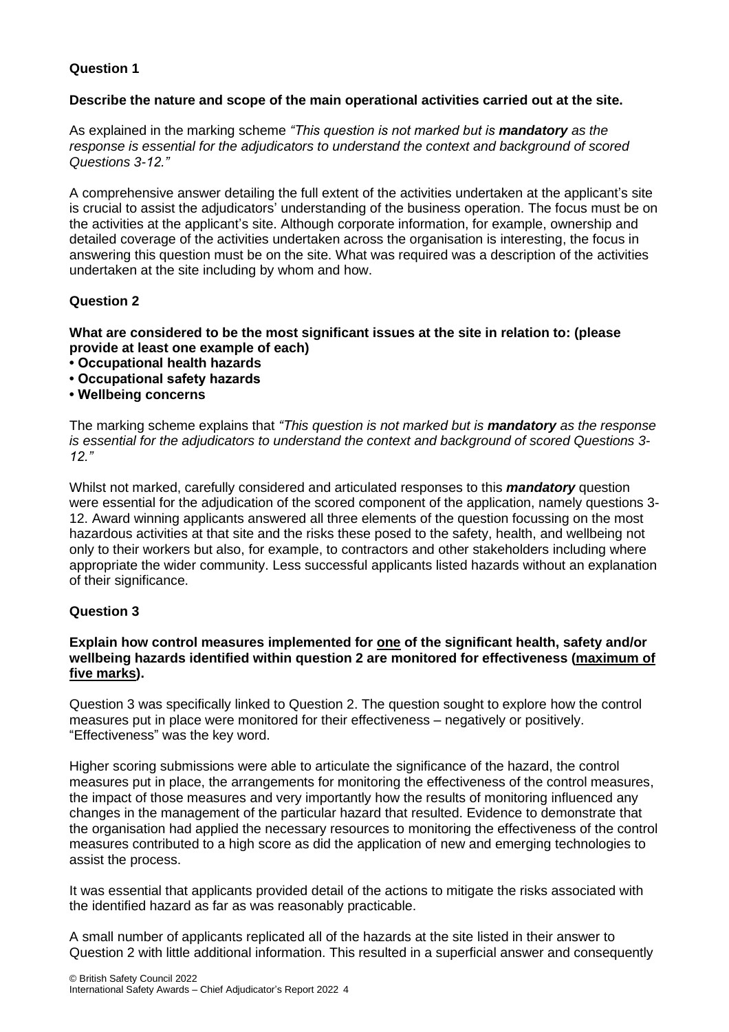**Question 1**

**Describe the nature and scope of the main operational activities carried out at the site.**

As explained in the marking scheme *"This question is not marked but is **mandatory** as the response is essential for the adjudicators to understand the context and background of scored Questions 3-12."*

A comprehensive answer detailing the full extent of the activities undertaken at the applicant's site is crucial to assist the adjudicators' understanding of the business operation. The focus must be on the activities at the applicant's site. Although corporate information, for example, ownership and detailed coverage of the activities undertaken across the organisation is interesting, the focus in answering this question must be on the site. What was required was a description of the activities undertaken at the site including by whom and how.

**Question 2**

**What are considered to be the most significant issues at the site in relation to: (please provide at least one example of each)**

- **Occupational health hazards**
- **Occupational safety hazards**
- **Wellbeing concerns**

The marking scheme explains that *"This question is not marked but is **mandatory** as the response is essential for the adjudicators to understand the context and background of scored Questions 3-12."*

Whilst not marked, carefully considered and articulated responses to this ***mandatory*** question were essential for the adjudication of the scored component of the application, namely questions 3-12. Award winning applicants answered all three elements of the question focussing on the most hazardous activities at that site and the risks these posed to the safety, health, and wellbeing not only to their workers but also, for example, to contractors and other stakeholders including where appropriate the wider community. Less successful applicants listed hazards without an explanation of their significance.

**Question 3**

**Explain how control measures implemented for one of the significant health, safety and/or wellbeing hazards identified within question 2 are monitored for effectiveness (maximum of five marks).**

Question 3 was specifically linked to Question 2. The question sought to explore how the control measures put in place were monitored for their effectiveness – negatively or positively. "Effectiveness" was the key word.

Higher scoring submissions were able to articulate the significance of the hazard, the control measures put in place, the arrangements for monitoring the effectiveness of the control measures, the impact of those measures and very importantly how the results of monitoring influenced any changes in the management of the particular hazard that resulted. Evidence to demonstrate that the organisation had applied the necessary resources to monitoring the effectiveness of the control measures contributed to a high score as did the application of new and emerging technologies to assist the process.

It was essential that applicants provided detail of the actions to mitigate the risks associated with the identified hazard as far as was reasonably practicable.

A small number of applicants replicated all of the hazards at the site listed in their answer to Question 2 with little additional information. This resulted in a superficial answer and consequently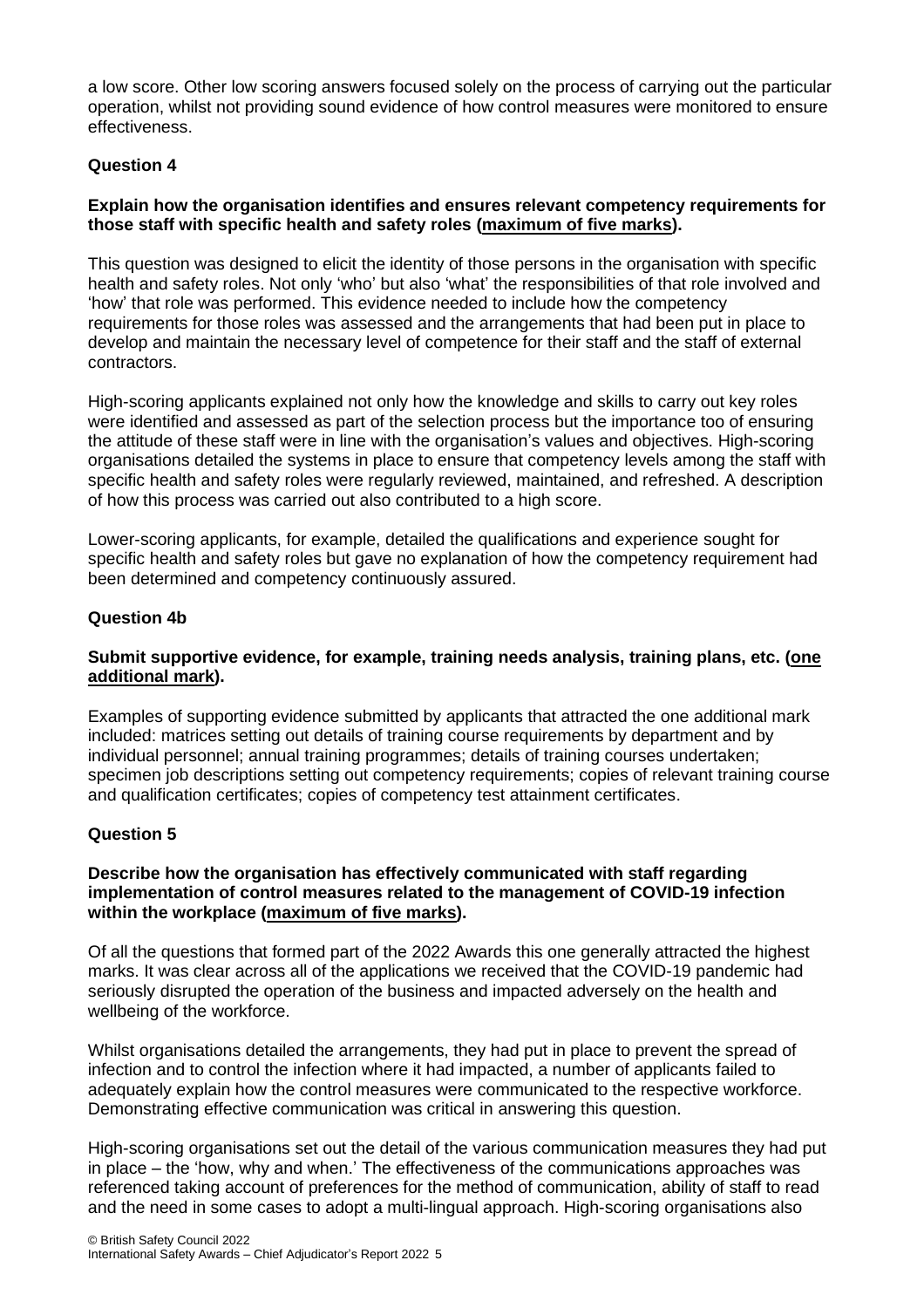a low score. Other low scoring answers focused solely on the process of carrying out the particular operation, whilst not providing sound evidence of how control measures were monitored to ensure effectiveness.

### Question 4

**Explain how the organisation identifies and ensures relevant competency requirements for those staff with specific health and safety roles (maximum of five marks).**

This question was designed to elicit the identity of those persons in the organisation with specific health and safety roles. Not only 'who' but also 'what' the responsibilities of that role involved and 'how' that role was performed. This evidence needed to include how the competency requirements for those roles was assessed and the arrangements that had been put in place to develop and maintain the necessary level of competence for their staff and the staff of external contractors.

High-scoring applicants explained not only how the knowledge and skills to carry out key roles were identified and assessed as part of the selection process but the importance too of ensuring the attitude of these staff were in line with the organisation's values and objectives. High-scoring organisations detailed the systems in place to ensure that competency levels among the staff with specific health and safety roles were regularly reviewed, maintained, and refreshed. A description of how this process was carried out also contributed to a high score.

Lower-scoring applicants, for example, detailed the qualifications and experience sought for specific health and safety roles but gave no explanation of how the competency requirement had been determined and competency continuously assured.

### Question 4b

**Submit supportive evidence, for example, training needs analysis, training plans, etc. (one additional mark).**

Examples of supporting evidence submitted by applicants that attracted the one additional mark included: matrices setting out details of training course requirements by department and by individual personnel; annual training programmes; details of training courses undertaken; specimen job descriptions setting out competency requirements; copies of relevant training course and qualification certificates; copies of competency test attainment certificates.

### Question 5

**Describe how the organisation has effectively communicated with staff regarding implementation of control measures related to the management of COVID-19 infection within the workplace (maximum of five marks).**

Of all the questions that formed part of the 2022 Awards this one generally attracted the highest marks. It was clear across all of the applications we received that the COVID-19 pandemic had seriously disrupted the operation of the business and impacted adversely on the health and wellbeing of the workforce.

Whilst organisations detailed the arrangements, they had put in place to prevent the spread of infection and to control the infection where it had impacted, a number of applicants failed to adequately explain how the control measures were communicated to the respective workforce. Demonstrating effective communication was critical in answering this question.

High-scoring organisations set out the detail of the various communication measures they had put in place – the 'how, why and when.' The effectiveness of the communications approaches was referenced taking account of preferences for the method of communication, ability of staff to read and the need in some cases to adopt a multi-lingual approach. High-scoring organisations also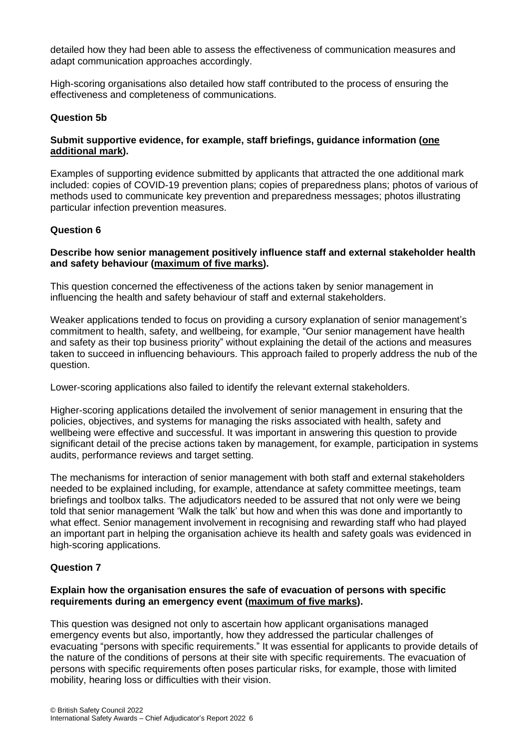detailed how they had been able to assess the effectiveness of communication measures and adapt communication approaches accordingly.

High-scoring organisations also detailed how staff contributed to the process of ensuring the effectiveness and completeness of communications.

### Question 5b

**Submit supportive evidence, for example, staff briefings, guidance information (<u>one additional mark</u>).**

Examples of supporting evidence submitted by applicants that attracted the one additional mark included: copies of COVID-19 prevention plans; copies of preparedness plans; photos of various of methods used to communicate key prevention and preparedness messages; photos illustrating particular infection prevention measures.

### Question 6

**Describe how senior management positively influence staff and external stakeholder health and safety behaviour (<u>maximum of five marks</u>).**

This question concerned the effectiveness of the actions taken by senior management in influencing the health and safety behaviour of staff and external stakeholders.

Weaker applications tended to focus on providing a cursory explanation of senior management's commitment to health, safety, and wellbeing, for example, "Our senior management have health and safety as their top business priority" without explaining the detail of the actions and measures taken to succeed in influencing behaviours. This approach failed to properly address the nub of the question.

Lower-scoring applications also failed to identify the relevant external stakeholders.

Higher-scoring applications detailed the involvement of senior management in ensuring that the policies, objectives, and systems for managing the risks associated with health, safety and wellbeing were effective and successful. It was important in answering this question to provide significant detail of the precise actions taken by management, for example, participation in systems audits, performance reviews and target setting.

The mechanisms for interaction of senior management with both staff and external stakeholders needed to be explained including, for example, attendance at safety committee meetings, team briefings and toolbox talks. The adjudicators needed to be assured that not only were we being told that senior management 'Walk the talk' but how and when this was done and importantly to what effect. Senior management involvement in recognising and rewarding staff who had played an important part in helping the organisation achieve its health and safety goals was evidenced in high-scoring applications.

### Question 7

**Explain how the organisation ensures the safe of evacuation of persons with specific requirements during an emergency event (<u>maximum of five marks</u>).**

This question was designed not only to ascertain how applicant organisations managed emergency events but also, importantly, how they addressed the particular challenges of evacuating "persons with specific requirements." It was essential for applicants to provide details of the nature of the conditions of persons at their site with specific requirements. The evacuation of persons with specific requirements often poses particular risks, for example, those with limited mobility, hearing loss or difficulties with their vision.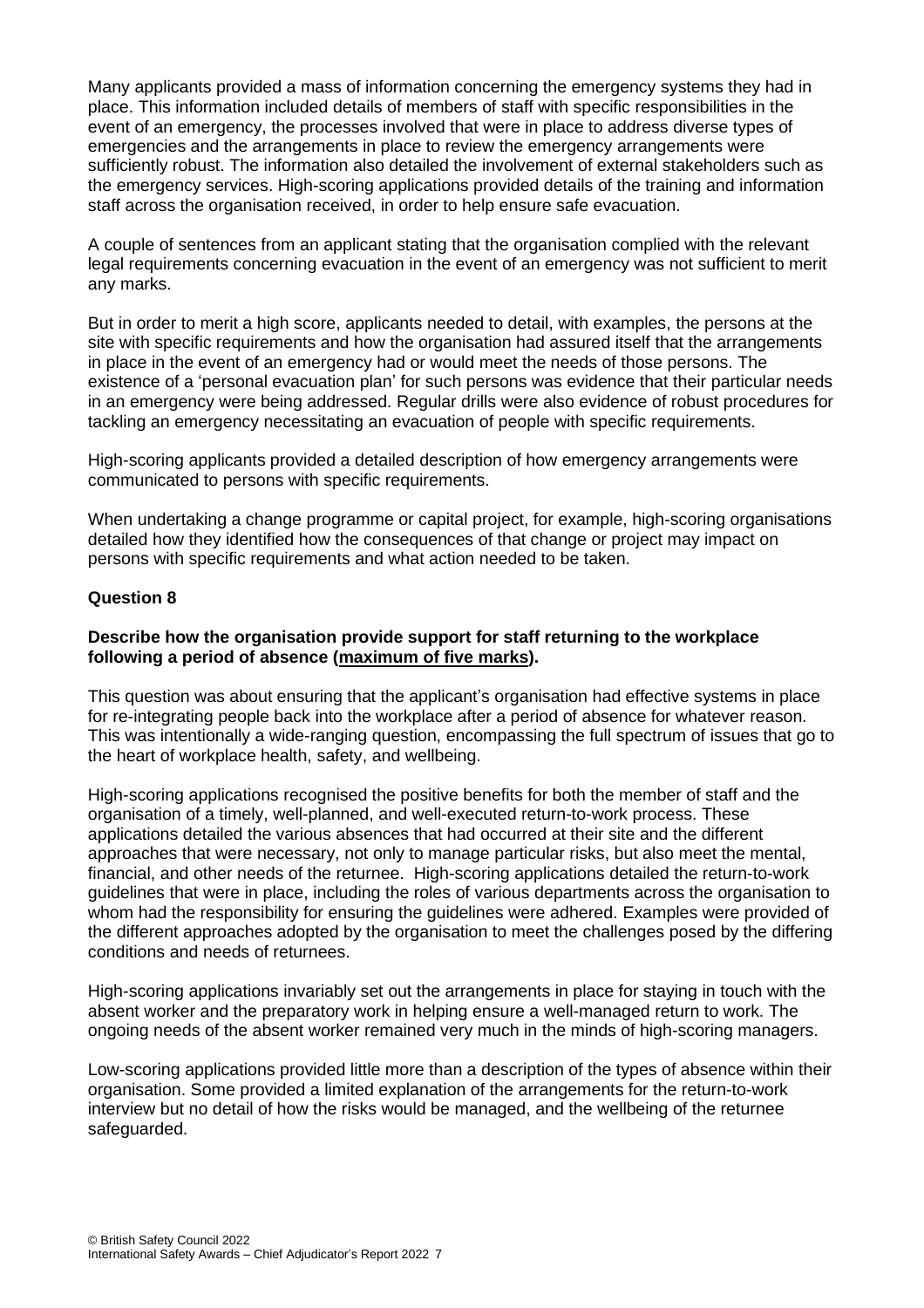Many applicants provided a mass of information concerning the emergency systems they had in place. This information included details of members of staff with specific responsibilities in the event of an emergency, the processes involved that were in place to address diverse types of emergencies and the arrangements in place to review the emergency arrangements were sufficiently robust. The information also detailed the involvement of external stakeholders such as the emergency services. High-scoring applications provided details of the training and information staff across the organisation received, in order to help ensure safe evacuation.

A couple of sentences from an applicant stating that the organisation complied with the relevant legal requirements concerning evacuation in the event of an emergency was not sufficient to merit any marks.

But in order to merit a high score, applicants needed to detail, with examples, the persons at the site with specific requirements and how the organisation had assured itself that the arrangements in place in the event of an emergency had or would meet the needs of those persons. The existence of a 'personal evacuation plan' for such persons was evidence that their particular needs in an emergency were being addressed. Regular drills were also evidence of robust procedures for tackling an emergency necessitating an evacuation of people with specific requirements.

High-scoring applicants provided a detailed description of how emergency arrangements were communicated to persons with specific requirements.

When undertaking a change programme or capital project, for example, high-scoring organisations detailed how they identified how the consequences of that change or project may impact on persons with specific requirements and what action needed to be taken.

### Question 8

**Describe how the organisation provide support for staff returning to the workplace following a period of absence (maximum of five marks).**

This question was about ensuring that the applicant's organisation had effective systems in place for re-integrating people back into the workplace after a period of absence for whatever reason. This was intentionally a wide-ranging question, encompassing the full spectrum of issues that go to the heart of workplace health, safety, and wellbeing.

High-scoring applications recognised the positive benefits for both the member of staff and the organisation of a timely, well-planned, and well-executed return-to-work process. These applications detailed the various absences that had occurred at their site and the different approaches that were necessary, not only to manage particular risks, but also meet the mental, financial, and other needs of the returnee. High-scoring applications detailed the return-to-work guidelines that were in place, including the roles of various departments across the organisation to whom had the responsibility for ensuring the guidelines were adhered. Examples were provided of the different approaches adopted by the organisation to meet the challenges posed by the differing conditions and needs of returnees.

High-scoring applications invariably set out the arrangements in place for staying in touch with the absent worker and the preparatory work in helping ensure a well-managed return to work. The ongoing needs of the absent worker remained very much in the minds of high-scoring managers.

Low-scoring applications provided little more than a description of the types of absence within their organisation. Some provided a limited explanation of the arrangements for the return-to-work interview but no detail of how the risks would be managed, and the wellbeing of the returnee safeguarded.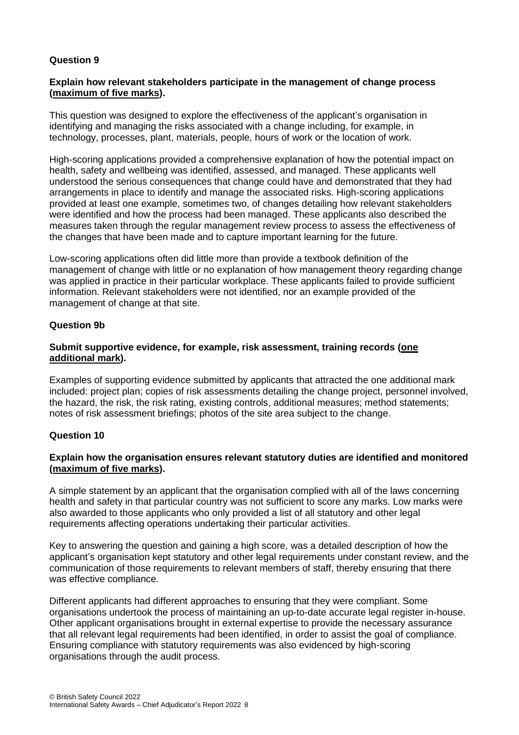**Question 9**

**Explain how relevant stakeholders participate in the management of change process (maximum of five marks).**

This question was designed to explore the effectiveness of the applicant's organisation in identifying and managing the risks associated with a change including, for example, in technology, processes, plant, materials, people, hours of work or the location of work.

High-scoring applications provided a comprehensive explanation of how the potential impact on health, safety and wellbeing was identified, assessed, and managed. These applicants well understood the serious consequences that change could have and demonstrated that they had arrangements in place to identify and manage the associated risks. High-scoring applications provided at least one example, sometimes two, of changes detailing how relevant stakeholders were identified and how the process had been managed. These applicants also described the measures taken through the regular management review process to assess the effectiveness of the changes that have been made and to capture important learning for the future.

Low-scoring applications often did little more than provide a textbook definition of the management of change with little or no explanation of how management theory regarding change was applied in practice in their particular workplace. These applicants failed to provide sufficient information. Relevant stakeholders were not identified, nor an example provided of the management of change at that site.

**Question 9b**

**Submit supportive evidence, for example, risk assessment, training records (one additional mark).**

Examples of supporting evidence submitted by applicants that attracted the one additional mark included: project plan; copies of risk assessments detailing the change project, personnel involved, the hazard, the risk, the risk rating, existing controls, additional measures; method statements; notes of risk assessment briefings; photos of the site area subject to the change.

**Question 10**

**Explain how the organisation ensures relevant statutory duties are identified and monitored (maximum of five marks).**

A simple statement by an applicant that the organisation complied with all of the laws concerning health and safety in that particular country was not sufficient to score any marks. Low marks were also awarded to those applicants who only provided a list of all statutory and other legal requirements affecting operations undertaking their particular activities.

Key to answering the question and gaining a high score, was a detailed description of how the applicant's organisation kept statutory and other legal requirements under constant review, and the communication of those requirements to relevant members of staff, thereby ensuring that there was effective compliance.

Different applicants had different approaches to ensuring that they were compliant. Some organisations undertook the process of maintaining an up-to-date accurate legal register in-house. Other applicant organisations brought in external expertise to provide the necessary assurance that all relevant legal requirements had been identified, in order to assist the goal of compliance. Ensuring compliance with statutory requirements was also evidenced by high-scoring organisations through the audit process.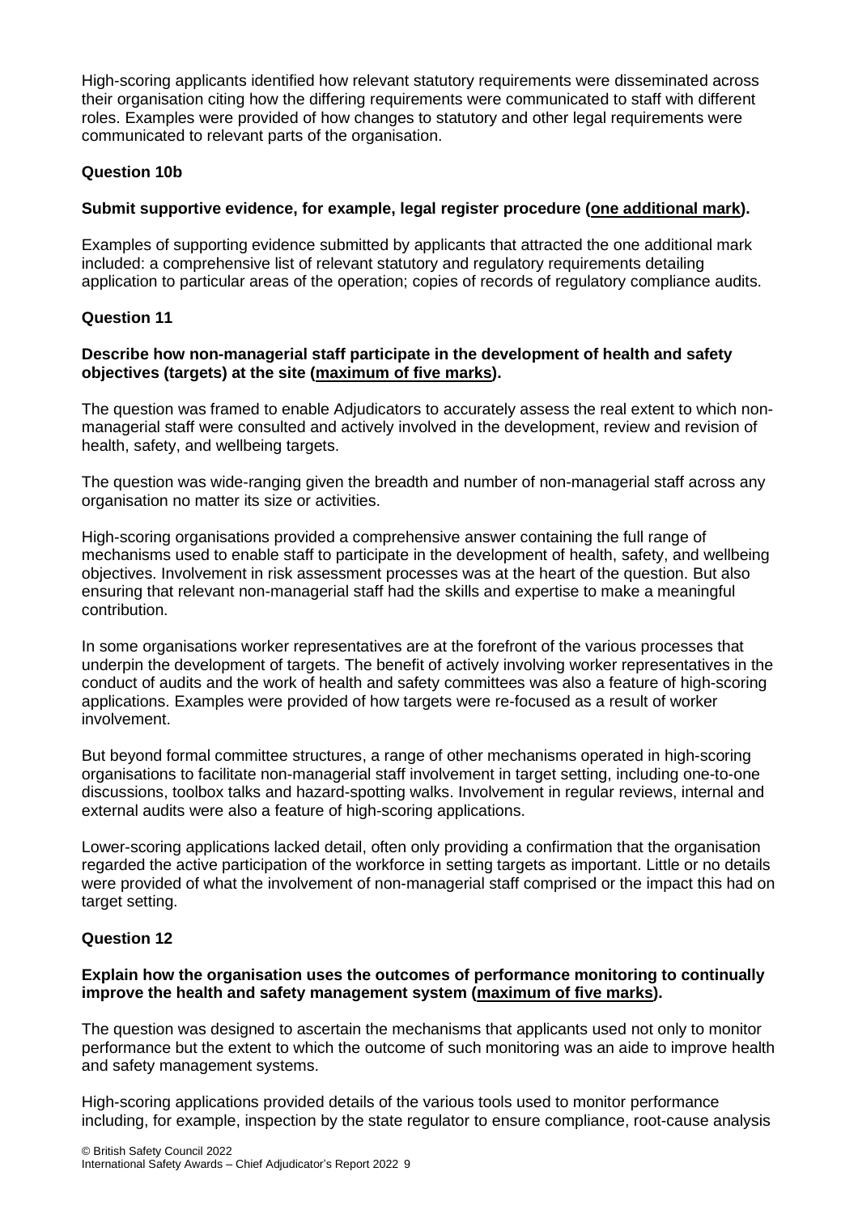High-scoring applicants identified how relevant statutory requirements were disseminated across their organisation citing how the differing requirements were communicated to staff with different roles. Examples were provided of how changes to statutory and other legal requirements were communicated to relevant parts of the organisation.

### Question 10b

**Submit supportive evidence, for example, legal register procedure (one additional mark).**

Examples of supporting evidence submitted by applicants that attracted the one additional mark included: a comprehensive list of relevant statutory and regulatory requirements detailing application to particular areas of the operation; copies of records of regulatory compliance audits.

### Question 11

**Describe how non-managerial staff participate in the development of health and safety objectives (targets) at the site (maximum of five marks).**

The question was framed to enable Adjudicators to accurately assess the real extent to which non-managerial staff were consulted and actively involved in the development, review and revision of health, safety, and wellbeing targets.

The question was wide-ranging given the breadth and number of non-managerial staff across any organisation no matter its size or activities.

High-scoring organisations provided a comprehensive answer containing the full range of mechanisms used to enable staff to participate in the development of health, safety, and wellbeing objectives. Involvement in risk assessment processes was at the heart of the question. But also ensuring that relevant non-managerial staff had the skills and expertise to make a meaningful contribution.

In some organisations worker representatives are at the forefront of the various processes that underpin the development of targets. The benefit of actively involving worker representatives in the conduct of audits and the work of health and safety committees was also a feature of high-scoring applications. Examples were provided of how targets were re-focused as a result of worker involvement.

But beyond formal committee structures, a range of other mechanisms operated in high-scoring organisations to facilitate non-managerial staff involvement in target setting, including one-to-one discussions, toolbox talks and hazard-spotting walks. Involvement in regular reviews, internal and external audits were also a feature of high-scoring applications.

Lower-scoring applications lacked detail, often only providing a confirmation that the organisation regarded the active participation of the workforce in setting targets as important. Little or no details were provided of what the involvement of non-managerial staff comprised or the impact this had on target setting.

### Question 12

**Explain how the organisation uses the outcomes of performance monitoring to continually improve the health and safety management system (maximum of five marks).**

The question was designed to ascertain the mechanisms that applicants used not only to monitor performance but the extent to which the outcome of such monitoring was an aide to improve health and safety management systems.

High-scoring applications provided details of the various tools used to monitor performance including, for example, inspection by the state regulator to ensure compliance, root-cause analysis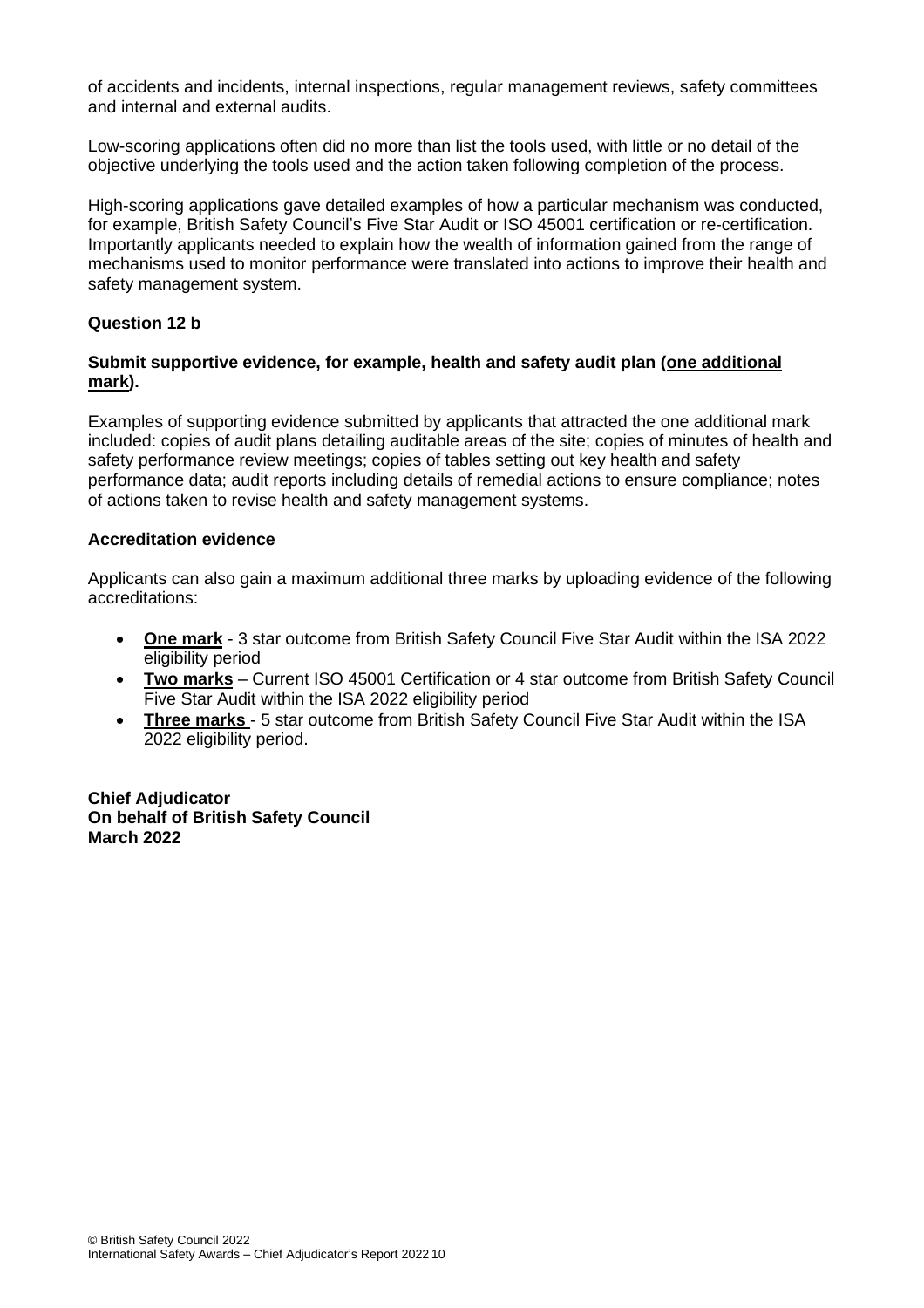of accidents and incidents, internal inspections, regular management reviews, safety committees and internal and external audits.

Low-scoring applications often did no more than list the tools used, with little or no detail of the objective underlying the tools used and the action taken following completion of the process.

High-scoring applications gave detailed examples of how a particular mechanism was conducted, for example, British Safety Council's Five Star Audit or ISO 45001 certification or re-certification. Importantly applicants needed to explain how the wealth of information gained from the range of mechanisms used to monitor performance were translated into actions to improve their health and safety management system.

**Question 12 b**

**Submit supportive evidence, for example, health and safety audit plan (one additional mark).**

Examples of supporting evidence submitted by applicants that attracted the one additional mark included: copies of audit plans detailing auditable areas of the site; copies of minutes of health and safety performance review meetings; copies of tables setting out key health and safety performance data; audit reports including details of remedial actions to ensure compliance; notes of actions taken to revise health and safety management systems.

**Accreditation evidence**

Applicants can also gain a maximum additional three marks by uploading evidence of the following accreditations:

- **One mark** - 3 star outcome from British Safety Council Five Star Audit within the ISA 2022 eligibility period
- **Two marks** – Current ISO 45001 Certification or 4 star outcome from British Safety Council Five Star Audit within the ISA 2022 eligibility period
- **Three marks** - 5 star outcome from British Safety Council Five Star Audit within the ISA 2022 eligibility period.

**Chief Adjudicator**
**On behalf of British Safety Council**
**March 2022**